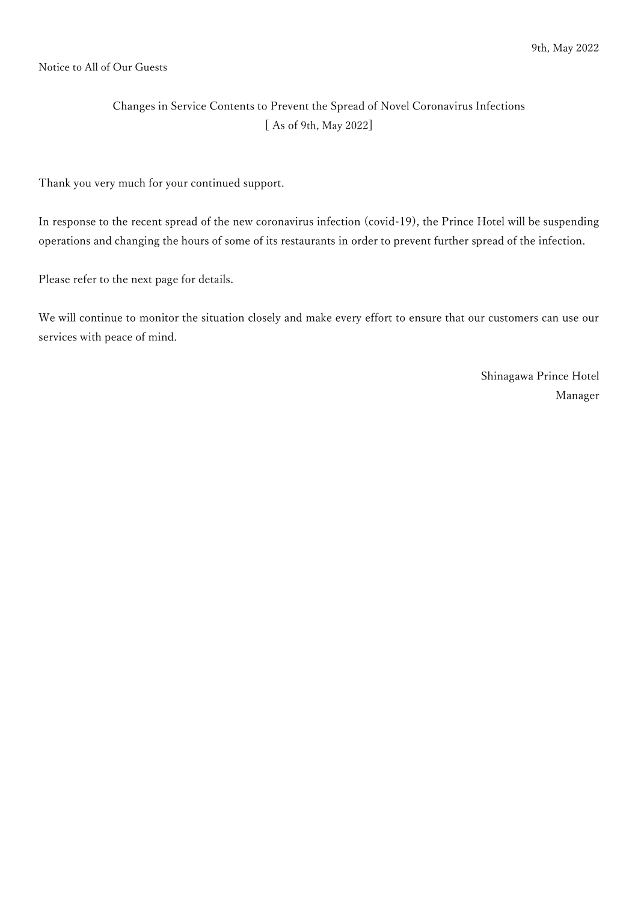9th, May 2022

Notice to All of Our Guests

## Changes in Service Contents to Prevent the Spread of Novel Coronavirus Infections
## [ As of 9th, May 2022]

Thank you very much for your continued support.

In response to the recent spread of the new coronavirus infection (covid-19), the Prince Hotel will be suspending operations and changing the hours of some of its restaurants in order to prevent further spread of the infection.

Please refer to the next page for details.

We will continue to monitor the situation closely and make every effort to ensure that our customers can use our services with peace of mind.

Shinagawa Prince Hotel
Manager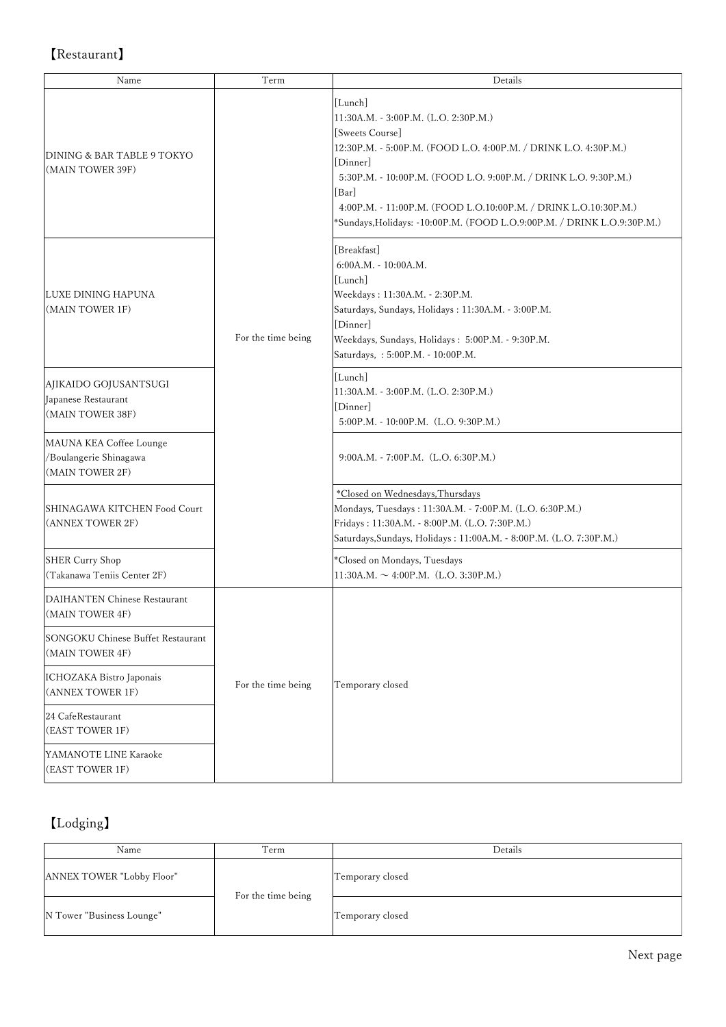## 【Restaurant】

| Name | Term | Details |
|---|---|---|
| DINING & BAR TABLE 9 TOKYO (MAIN TOWER 39F) | For the time being | [Lunch]<br>11:30A.M. - 3:00P.M. (L.O. 2:30P.M.)<br>[Sweets Course]<br>12:30P.M. - 5:00P.M. (FOOD L.O. 4:00P.M. / DRINK L.O. 4:30P.M.)<br>[Dinner]<br>5:30P.M. - 10:00P.M. (FOOD L.O. 9:00P.M. / DRINK L.O. 9:30P.M.)<br>[Bar]<br>4:00P.M. - 11:00P.M. (FOOD L.O.10:00P.M. / DRINK L.O.10:30P.M.)<br>*Sundays,Holidays: -10:00P.M. (FOOD L.O.9:00P.M. / DRINK L.O.9:30P.M.) |
| LUXE DINING HAPUNA (MAIN TOWER 1F) | | [Breakfast]<br>6:00A.M. - 10:00A.M.<br>[Lunch]<br>Weekdays : 11:30A.M. - 2:30P.M.<br>Saturdays, Sundays, Holidays : 11:30A.M. - 3:00P.M.<br>[Dinner]<br>Weekdays, Sundays, Holidays : 5:00P.M. - 9:30P.M.<br>Saturdays, : 5:00P.M. - 10:00P.M. |
| AJIKAIDO GOJUSANTSUGI Japanese Restaurant (MAIN TOWER 38F) | | [Lunch]<br>11:30A.M. - 3:00P.M. (L.O. 2:30P.M.)<br>[Dinner]<br>5:00P.M. - 10:00P.M. (L.O. 9:30P.M.) |
| MAUNA KEA Coffee Lounge /Boulangerie Shinagawa (MAIN TOWER 2F) | | 9:00A.M. - 7:00P.M. (L.O. 6:30P.M.) |
| SHINAGAWA KITCHEN Food Court (ANNEX TOWER 2F) | | *Closed on Wednesdays,Thursdays<br>Mondays, Tuesdays : 11:30A.M. - 7:00P.M. (L.O. 6:30P.M.)<br>Fridays : 11:30A.M. - 8:00P.M. (L.O. 7:30P.M.)<br>Saturdays,Sundays, Holidays : 11:00A.M. - 8:00P.M. (L.O. 7:30P.M.) |
| SHER Curry Shop (Takanawa Teniis Center 2F) | | *Closed on Mondays, Tuesdays<br>11:30A.M. ~ 4:00P.M. (L.O. 3:30P.M.) |
| DAIHANTEN Chinese Restaurant (MAIN TOWER 4F) | For the time being | Temporary closed |
| SONGOKU Chinese Buffet Restaurant (MAIN TOWER 4F) | | |
| ICHOZAKA Bistro Japonais (ANNEX TOWER 1F) | | |
| 24 CafeRestaurant (EAST TOWER 1F) | | |
| YAMANOTE LINE Karaoke (EAST TOWER 1F) | | |

## 【Lodging】

| Name | Term | Details |
|---|---|---|
| ANNEX TOWER "Lobby Floor" | For the time being | Temporary closed |
| N Tower "Business Lounge" | | Temporary closed |

Next page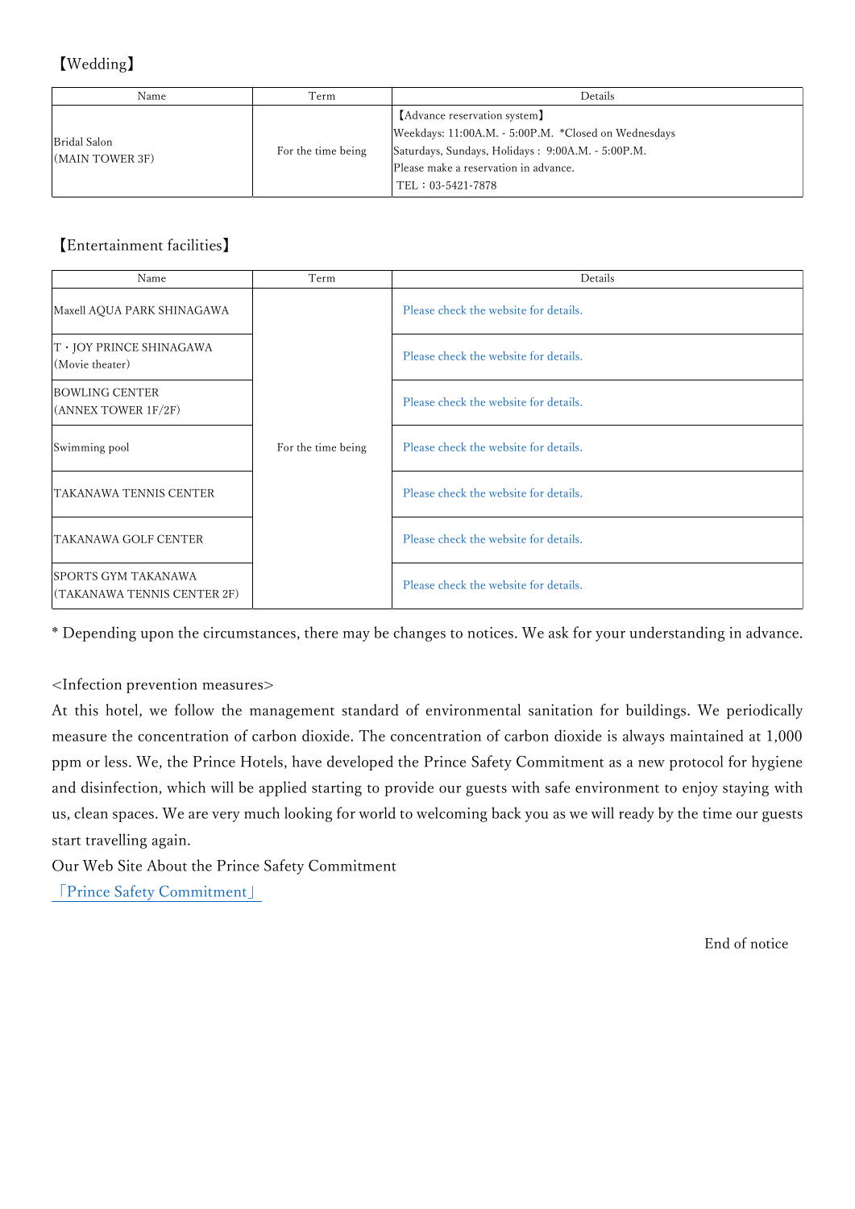【Wedding】

| Name | Term | Details |
|---|---|---|
| Bridal Salon (MAIN TOWER 3F) | For the time being | 【Advance reservation system】 Weekdays: 11:00A.M. - 5:00P.M. *Closed on Wednesdays Saturdays, Sundays, Holidays : 9:00A.M. - 5:00P.M. Please make a reservation in advance. TEL：03-5421-7878 |

【Entertainment facilities】

| Name | Term | Details |
|---|---|---|
| Maxell AQUA PARK SHINAGAWA | For the time being | Please check the website for details. |
| T・JOY PRINCE SHINAGAWA (Movie theater) | | Please check the website for details. |
| BOWLING CENTER (ANNEX TOWER 1F/2F) | | Please check the website for details. |
| Swimming pool | | Please check the website for details. |
| TAKANAWA TENNIS CENTER | | Please check the website for details. |
| TAKANAWA GOLF CENTER | | Please check the website for details. |
| SPORTS GYM TAKANAWA (TAKANAWA TENNIS CENTER 2F) | | Please check the website for details. |

* Depending upon the circumstances, there may be changes to notices. We ask for your understanding in advance.

<Infection prevention measures>

At this hotel, we follow the management standard of environmental sanitation for buildings. We periodically measure the concentration of carbon dioxide. The concentration of carbon dioxide is always maintained at 1,000 ppm or less. We, the Prince Hotels, have developed the Prince Safety Commitment as a new protocol for hygiene and disinfection, which will be applied starting to provide our guests with safe environment to enjoy staying with us, clean spaces. We are very much looking for world to welcoming back you as we will ready by the time our guests start travelling again.

Our Web Site About the Prince Safety Commitment

「Prince Safety Commitment」

End of notice